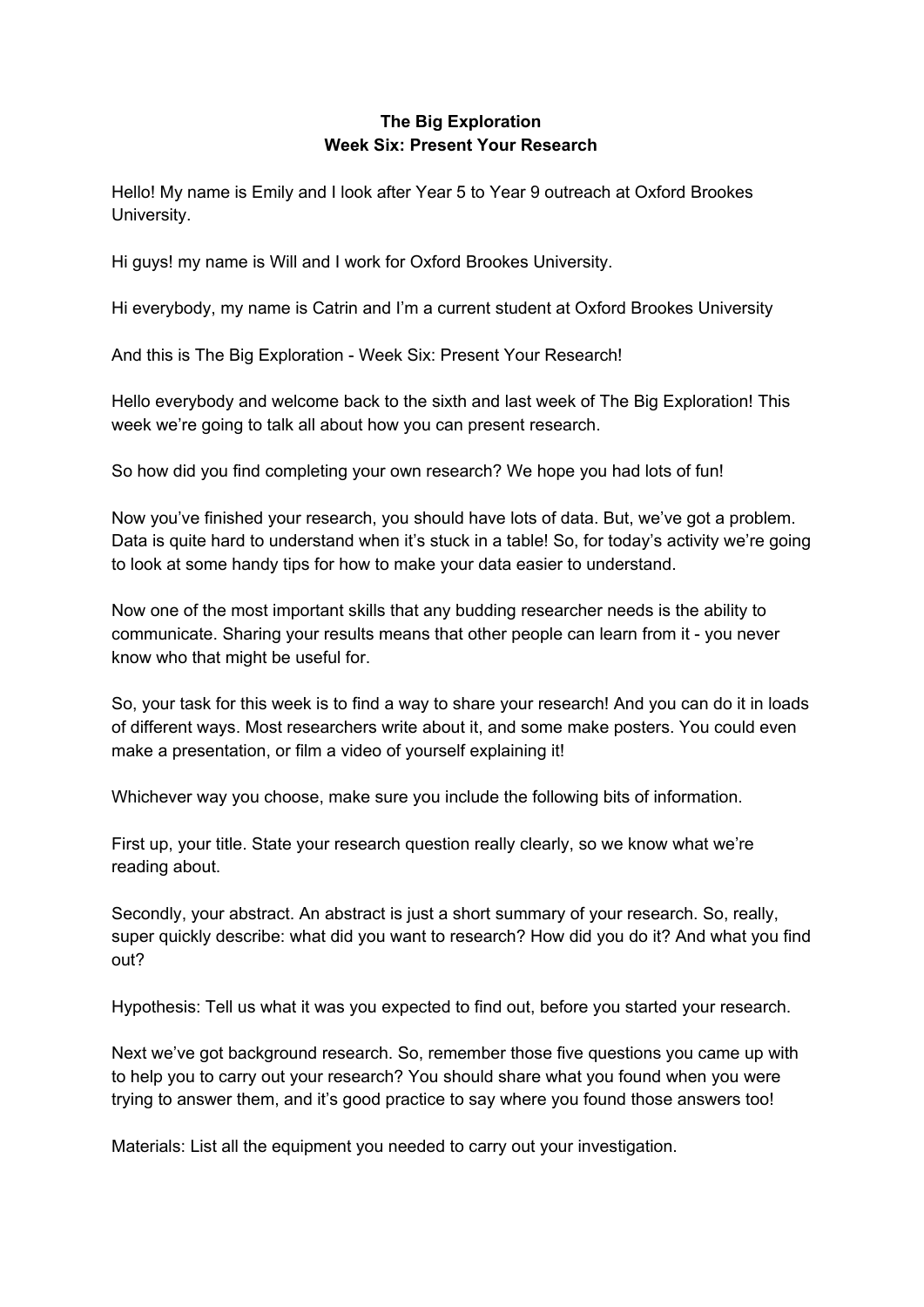**The Big Exploration**
**Week Six: Present Your Research**

Hello! My name is Emily and I look after Year 5 to Year 9 outreach at Oxford Brookes University.

Hi guys! my name is Will and I work for Oxford Brookes University.

Hi everybody, my name is Catrin and I'm a current student at Oxford Brookes University

And this is The Big Exploration - Week Six: Present Your Research!

Hello everybody and welcome back to the sixth and last week of The Big Exploration! This week we're going to talk all about how you can present research.

So how did you find completing your own research? We hope you had lots of fun!

Now you've finished your research, you should have lots of data. But, we've got a problem. Data is quite hard to understand when it's stuck in a table! So, for today's activity we're going to look at some handy tips for how to make your data easier to understand.

Now one of the most important skills that any budding researcher needs is the ability to communicate. Sharing your results means that other people can learn from it - you never know who that might be useful for.

So, your task for this week is to find a way to share your research! And you can do it in loads of different ways. Most researchers write about it, and some make posters. You could even make a presentation, or film a video of yourself explaining it!

Whichever way you choose, make sure you include the following bits of information.

First up, your title. State your research question really clearly, so we know what we're reading about.

Secondly, your abstract. An abstract is just a short summary of your research. So, really, super quickly describe: what did you want to research? How did you do it? And what you find out?

Hypothesis: Tell us what it was you expected to find out, before you started your research.

Next we've got background research. So, remember those five questions you came up with to help you to carry out your research? You should share what you found when you were trying to answer them, and it's good practice to say where you found those answers too!

Materials: List all the equipment you needed to carry out your investigation.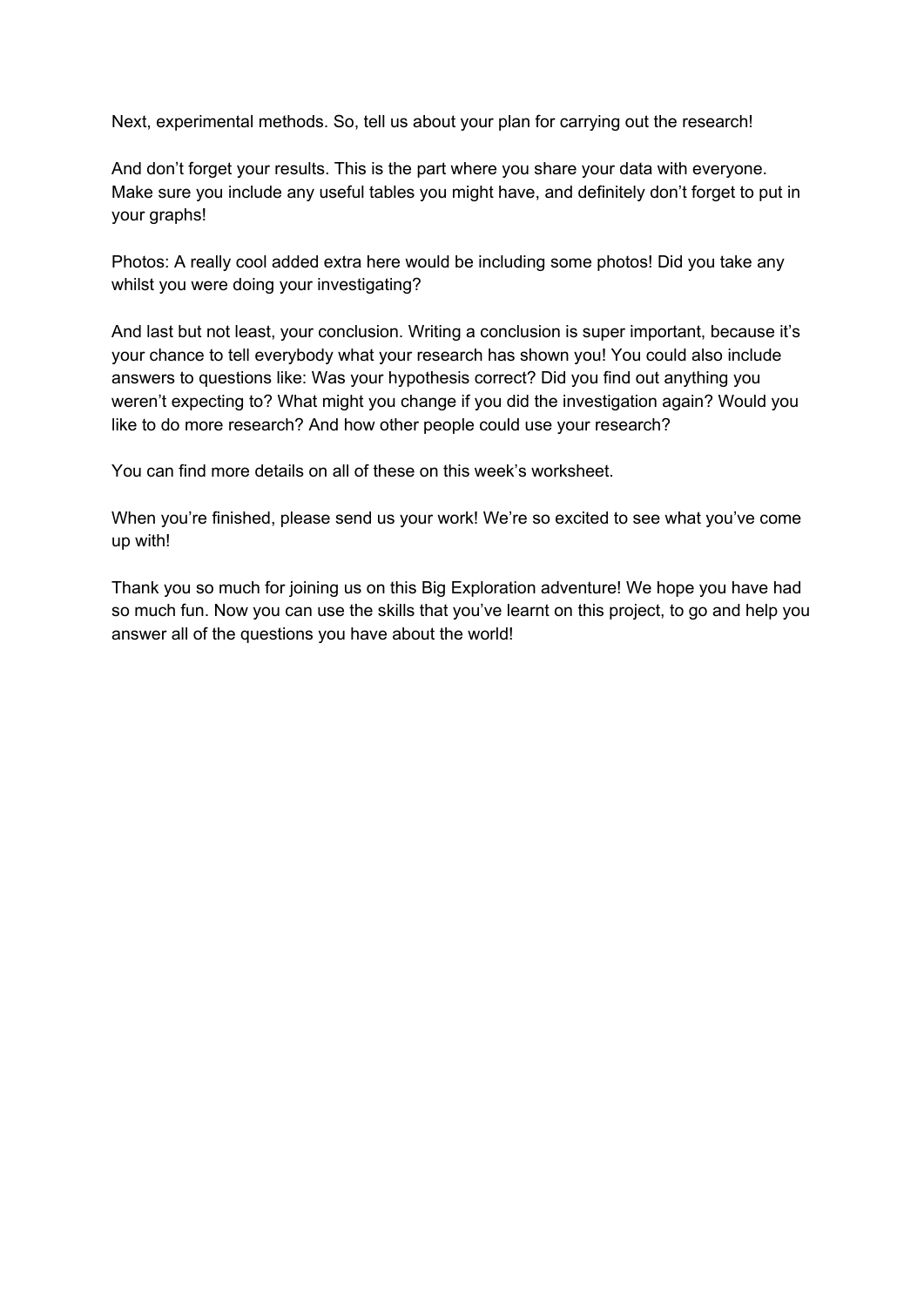Next, experimental methods. So, tell us about your plan for carrying out the research!

And don't forget your results. This is the part where you share your data with everyone. Make sure you include any useful tables you might have, and definitely don't forget to put in your graphs!

Photos: A really cool added extra here would be including some photos! Did you take any whilst you were doing your investigating?

And last but not least, your conclusion. Writing a conclusion is super important, because it's your chance to tell everybody what your research has shown you! You could also include answers to questions like: Was your hypothesis correct? Did you find out anything you weren't expecting to? What might you change if you did the investigation again? Would you like to do more research? And how other people could use your research?

You can find more details on all of these on this week's worksheet.

When you're finished, please send us your work! We're so excited to see what you've come up with!

Thank you so much for joining us on this Big Exploration adventure! We hope you have had so much fun. Now you can use the skills that you've learnt on this project, to go and help you answer all of the questions you have about the world!